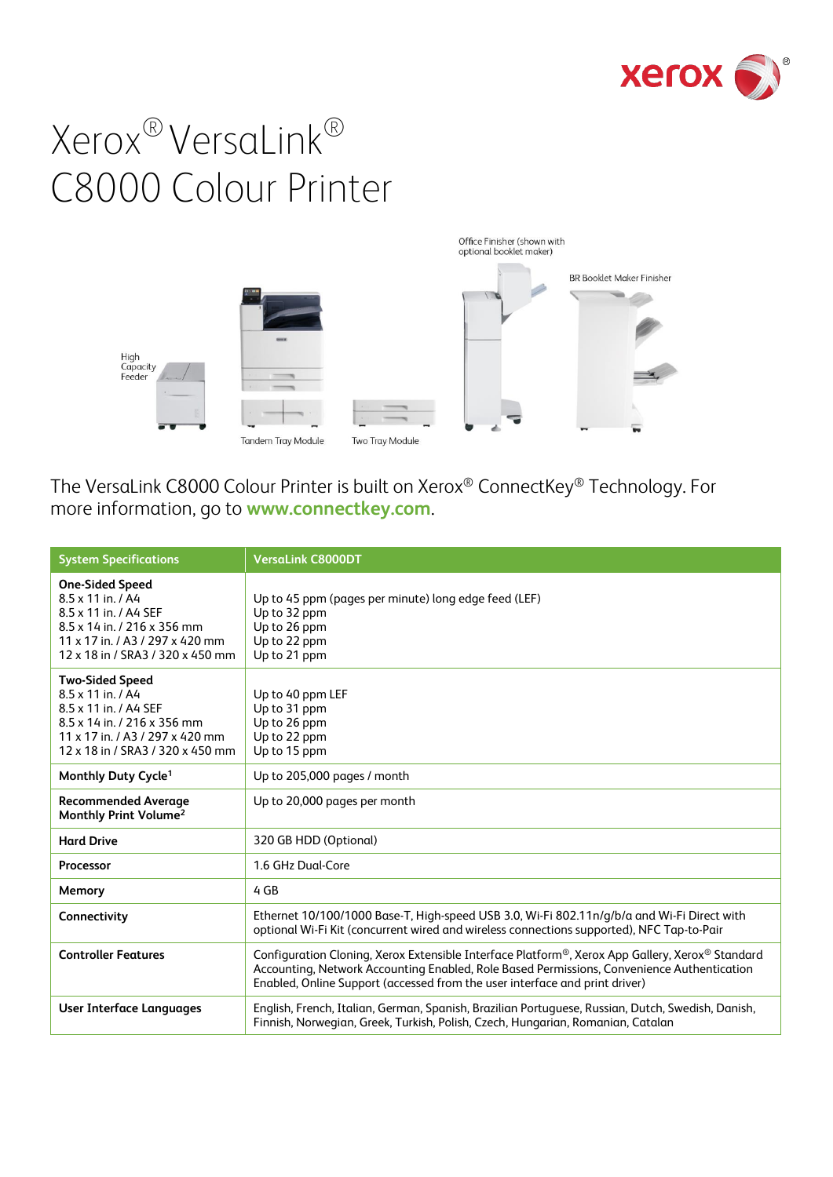# Xerox® VersaLink® C8000 Colour Printer

Office Finisher (shown with optional booklet maker)

BR Booklet Maker Finisher

High Capacity Feeder

Tandem Tray Module

Two Tray Module

The VersaLink C8000 Colour Printer is built on Xerox® ConnectKey® Technology. For more information, go to **www.connectkey.com**.

| System Specifications | VersaLink C8000DT |
|---|---|
| **One-Sided Speed**<br>8.5 x 11 in. / A4<br>8.5 x 11 in. / A4 SEF<br>8.5 x 14 in. / 216 x 356 mm<br>11 x 17 in. / A3 / 297 x 420 mm<br>12 x 18 in / SRA3 / 320 x 450 mm | <br>Up to 45 ppm (pages per minute) long edge feed (LEF)<br>Up to 32 ppm<br>Up to 26 ppm<br>Up to 22 ppm<br>Up to 21 ppm |
| **Two-Sided Speed**<br>8.5 x 11 in. / A4<br>8.5 x 11 in. / A4 SEF<br>8.5 x 14 in. / 216 x 356 mm<br>11 x 17 in. / A3 / 297 x 420 mm<br>12 x 18 in / SRA3 / 320 x 450 mm | <br>Up to 40 ppm LEF<br>Up to 31 ppm<br>Up to 26 ppm<br>Up to 22 ppm<br>Up to 15 ppm |
| **Monthly Duty Cycle**[1] | Up to 205,000 pages / month |
| **Recommended Average Monthly Print Volume**[2] | Up to 20,000 pages per month |
| **Hard Drive** | 320 GB HDD (Optional) |
| **Processor** | 1.6 GHz Dual-Core |
| **Memory** | 4 GB |
| **Connectivity** | Ethernet 10/100/1000 Base-T, High-speed USB 3.0, Wi-Fi 802.11n/g/b/a and Wi-Fi Direct with optional Wi-Fi Kit (concurrent wired and wireless connections supported), NFC Tap-to-Pair |
| **Controller Features** | Configuration Cloning, Xerox Extensible Interface Platform®, Xerox App Gallery, Xerox® Standard Accounting, Network Accounting Enabled, Role Based Permissions, Convenience Authentication Enabled, Online Support (accessed from the user interface and print driver) |
| **User Interface Languages** | English, French, Italian, German, Spanish, Brazilian Portuguese, Russian, Dutch, Swedish, Danish, Finnish, Norwegian, Greek, Turkish, Polish, Czech, Hungarian, Romanian, Catalan |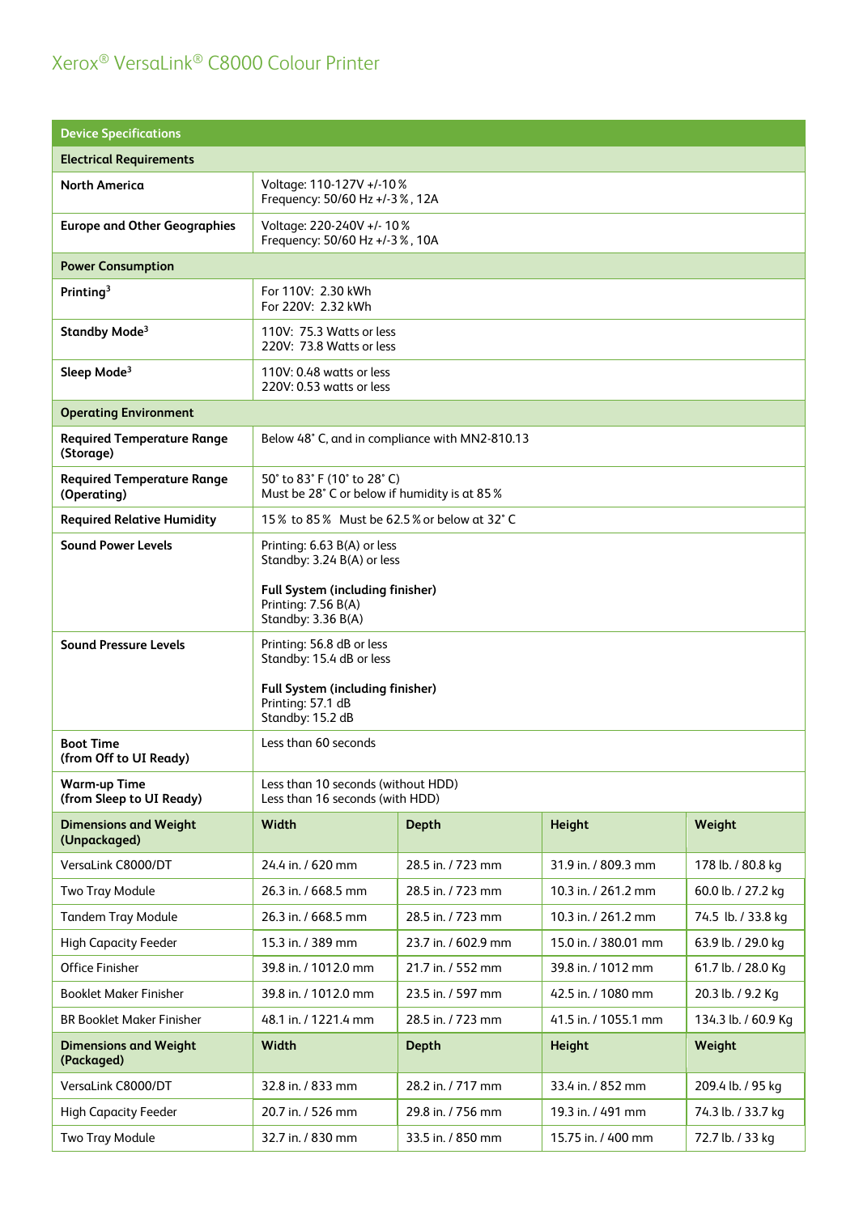# Xerox® VersaLink® C8000 Colour Printer

| Device Specifications | | | | |
|---|---|---|---|---|
| **Electrical Requirements** | | | | |
| **North America** | Voltage: 110-127V +/-10%<br>Frequency: 50/60 Hz +/-3%, 12A | | | |
| **Europe and Other Geographies** | Voltage: 220-240V +/- 10%<br>Frequency: 50/60 Hz +/-3%, 10A | | | |
| **Power Consumption** | | | | |
| **Printing**[3] | For 110V: 2.30 kWh<br>For 220V: 2.32 kWh | | | |
| **Standby Mode**[3] | 110V: 75.3 Watts or less<br>220V: 73.8 Watts or less | | | |
| **Sleep Mode**[3] | 110V: 0.48 watts or less<br>220V: 0.53 watts or less | | | |
| **Operating Environment** | | | | |
| **Required Temperature Range (Storage)** | Below 48° C, and in compliance with MN2-810.13 | | | |
| **Required Temperature Range (Operating)** | 50° to 83° F (10° to 28° C)<br>Must be 28° C or below if humidity is at 85% | | | |
| **Required Relative Humidity** | 15% to 85% Must be 62.5% or below at 32° C | | | |
| **Sound Power Levels** | Printing: 6.63 B(A) or less<br>Standby: 3.24 B(A) or less<br><br>**Full System (including finisher)**<br>Printing: 7.56 B(A)<br>Standby: 3.36 B(A) | | | |
| **Sound Pressure Levels** | Printing: 56.8 dB or less<br>Standby: 15.4 dB or less<br><br>**Full System (including finisher)**<br>Printing: 57.1 dB<br>Standby: 15.2 dB | | | |
| **Boot Time (from Off to UI Ready)** | Less than 60 seconds | | | |
| **Warm-up Time (from Sleep to UI Ready)** | Less than 10 seconds (without HDD)<br>Less than 16 seconds (with HDD) | | | |
| **Dimensions and Weight (Unpackaged)** | **Width** | **Depth** | **Height** | **Weight** |
| VersaLink C8000/DT | 24.4 in. / 620 mm | 28.5 in. / 723 mm | 31.9 in. / 809.3 mm | 178 lb. / 80.8 kg |
| Two Tray Module | 26.3 in. / 668.5 mm | 28.5 in. / 723 mm | 10.3 in. / 261.2 mm | 60.0 lb. / 27.2 kg |
| Tandem Tray Module | 26.3 in. / 668.5 mm | 28.5 in. / 723 mm | 10.3 in. / 261.2 mm | 74.5 lb. / 33.8 kg |
| High Capacity Feeder | 15.3 in. / 389 mm | 23.7 in. / 602.9 mm | 15.0 in. / 380.01 mm | 63.9 lb. / 29.0 kg |
| Office Finisher | 39.8 in. / 1012.0 mm | 21.7 in. / 552 mm | 39.8 in. / 1012 mm | 61.7 lb. / 28.0 Kg |
| Booklet Maker Finisher | 39.8 in. / 1012.0 mm | 23.5 in. / 597 mm | 42.5 in. / 1080 mm | 20.3 lb. / 9.2 Kg |
| BR Booklet Maker Finisher | 48.1 in. / 1221.4 mm | 28.5 in. / 723 mm | 41.5 in. / 1055.1 mm | 134.3 lb. / 60.9 Kg |
| **Dimensions and Weight (Packaged)** | **Width** | **Depth** | **Height** | **Weight** |
| VersaLink C8000/DT | 32.8 in. / 833 mm | 28.2 in. / 717 mm | 33.4 in. / 852 mm | 209.4 lb. / 95 kg |
| High Capacity Feeder | 20.7 in. / 526 mm | 29.8 in. / 756 mm | 19.3 in. / 491 mm | 74.3 lb. / 33.7 kg |
| Two Tray Module | 32.7 in. / 830 mm | 33.5 in. / 850 mm | 15.75 in. / 400 mm | 72.7 lb. / 33 kg |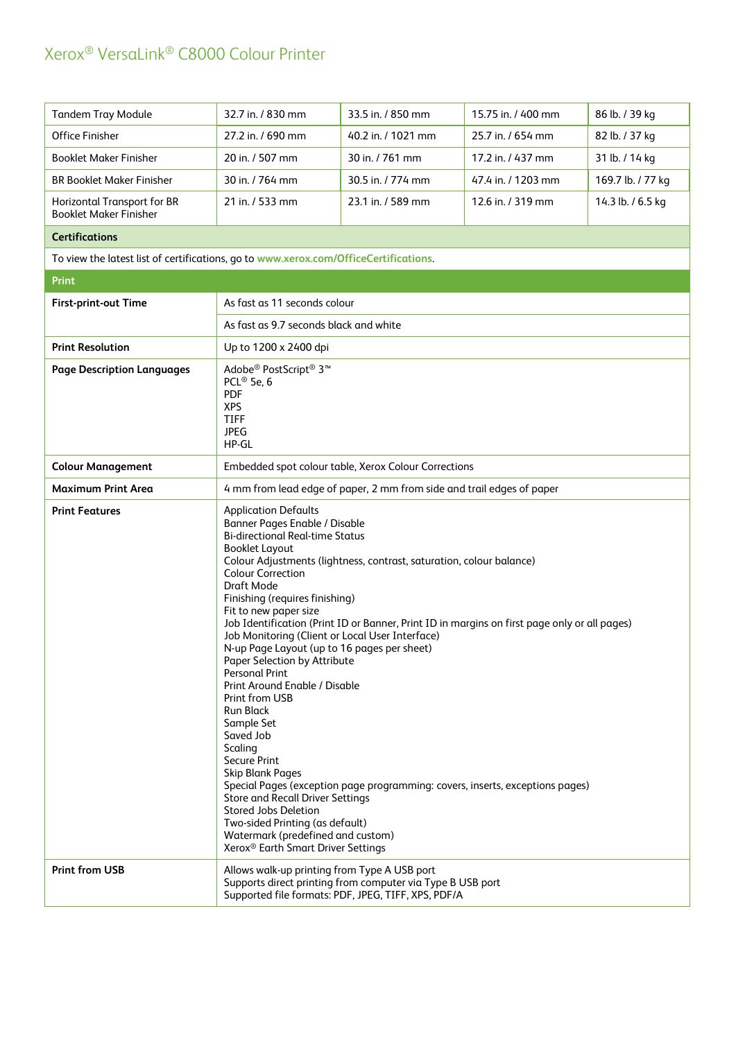# Xerox® VersaLink® C8000 Colour Printer

| | | | | |
|---|---|---|---|---|
| Tandem Tray Module | 32.7 in. / 830 mm | 33.5 in. / 850 mm | 15.75 in. / 400 mm | 86 lb. / 39 kg |
| Office Finisher | 27.2 in. / 690 mm | 40.2 in. / 1021 mm | 25.7 in. / 654 mm | 82 lb. / 37 kg |
| Booklet Maker Finisher | 20 in. / 507 mm | 30 in. / 761 mm | 17.2 in. / 437 mm | 31 lb. / 14 kg |
| BR Booklet Maker Finisher | 30 in. / 764 mm | 30.5 in. / 774 mm | 47.4 in. / 1203 mm | 169.7 lb. / 77 kg |
| Horizontal Transport for BR Booklet Maker Finisher | 21 in. / 533 mm | 23.1 in. / 589 mm | 12.6 in. / 319 mm | 14.3 lb. / 6.5 kg |

## Certifications

To view the latest list of certifications, go to **www.xerox.com/OfficeCertifications**.

## Print

| | |
|---|---|
| **First-print-out Time** | As fast as 11 seconds colour |
| | As fast as 9.7 seconds black and white |
| **Print Resolution** | Up to 1200 x 2400 dpi |
| **Page Description Languages** | Adobe® PostScript® 3™<br>PCL® 5e, 6<br>PDF<br>XPS<br>TIFF<br>JPEG<br>HP-GL |
| **Colour Management** | Embedded spot colour table, Xerox Colour Corrections |
| **Maximum Print Area** | 4 mm from lead edge of paper, 2 mm from side and trail edges of paper |
| **Print Features** | Application Defaults<br>Banner Pages Enable / Disable<br>Bi-directional Real-time Status<br>Booklet Layout<br>Colour Adjustments (lightness, contrast, saturation, colour balance)<br>Colour Correction<br>Draft Mode<br>Finishing (requires finishing)<br>Fit to new paper size<br>Job Identification (Print ID or Banner, Print ID in margins on first page only or all pages)<br>Job Monitoring (Client or Local User Interface)<br>N-up Page Layout (up to 16 pages per sheet)<br>Paper Selection by Attribute<br>Personal Print<br>Print Around Enable / Disable<br>Print from USB<br>Run Black<br>Sample Set<br>Saved Job<br>Scaling<br>Secure Print<br>Skip Blank Pages<br>Special Pages (exception page programming: covers, inserts, exceptions pages)<br>Store and Recall Driver Settings<br>Stored Jobs Deletion<br>Two-sided Printing (as default)<br>Watermark (predefined and custom)<br>Xerox® Earth Smart Driver Settings |
| **Print from USB** | Allows walk-up printing from Type A USB port<br>Supports direct printing from computer via Type B USB port<br>Supported file formats: PDF, JPEG, TIFF, XPS, PDF/A |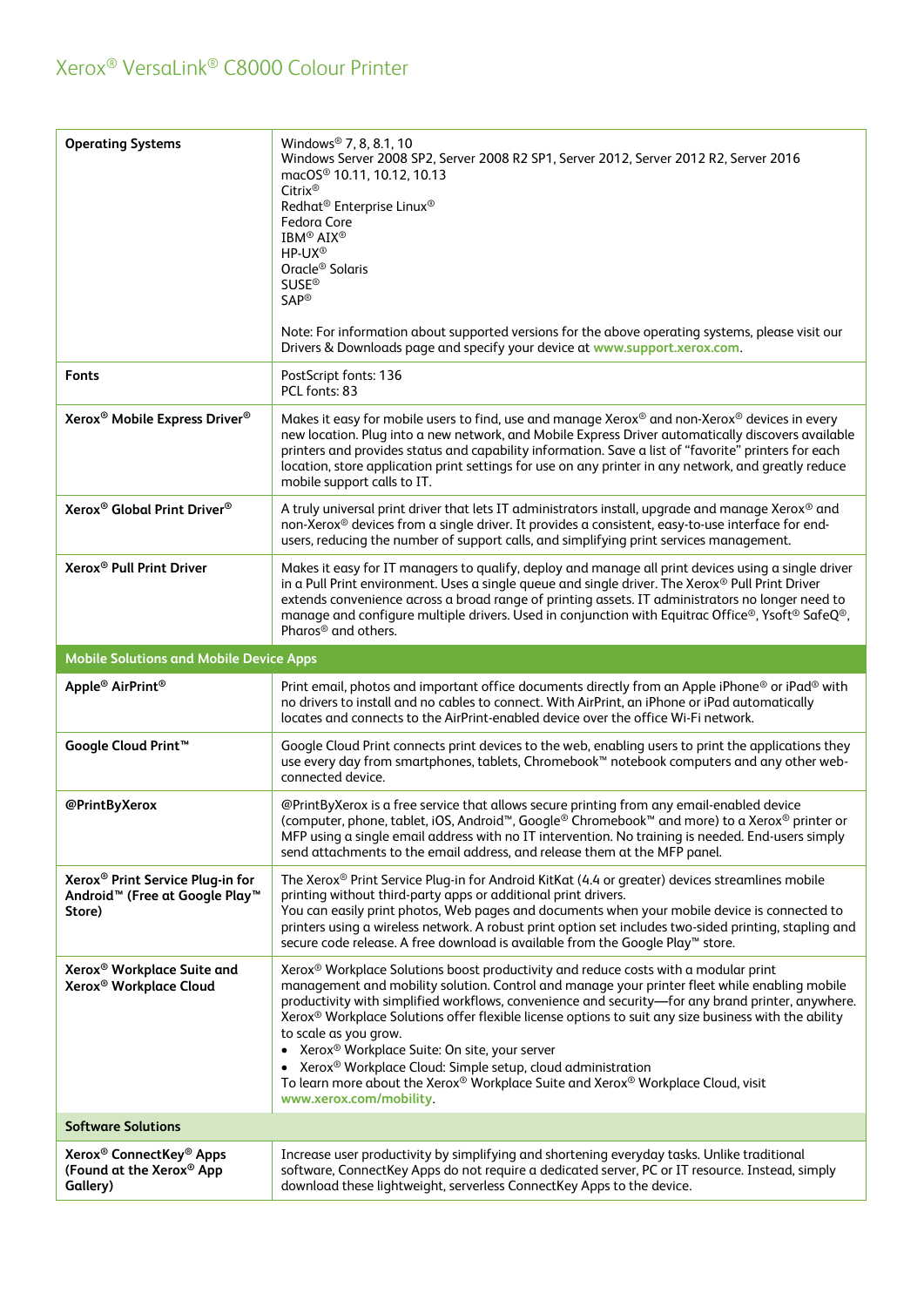# Xerox® VersaLink® C8000 Colour Printer

| | |
|---|---|
| **Operating Systems** | Windows® 7, 8, 8.1, 10<br>Windows Server 2008 SP2, Server 2008 R2 SP1, Server 2012, Server 2012 R2, Server 2016<br>macOS® 10.11, 10.12, 10.13<br>Citrix®<br>Redhat® Enterprise Linux®<br>Fedora Core<br>IBM® AIX®<br>HP-UX®<br>Oracle® Solaris<br>SUSE®<br>SAP®<br><br>Note: For information about supported versions for the above operating systems, please visit our Drivers & Downloads page and specify your device at www.support.xerox.com. |
| **Fonts** | PostScript fonts: 136<br>PCL fonts: 83 |
| **Xerox® Mobile Express Driver®** | Makes it easy for mobile users to find, use and manage Xerox® and non-Xerox® devices in every new location. Plug into a new network, and Mobile Express Driver automatically discovers available printers and provides status and capability information. Save a list of "favorite" printers for each location, store application print settings for use on any printer in any network, and greatly reduce mobile support calls to IT. |
| **Xerox® Global Print Driver®** | A truly universal print driver that lets IT administrators install, upgrade and manage Xerox® and non-Xerox® devices from a single driver. It provides a consistent, easy-to-use interface for end-users, reducing the number of support calls, and simplifying print services management. |
| **Xerox® Pull Print Driver** | Makes it easy for IT managers to qualify, deploy and manage all print devices using a single driver in a Pull Print environment. Uses a single queue and single driver. The Xerox® Pull Print Driver extends convenience across a broad range of printing assets. IT administrators no longer need to manage and configure multiple drivers. Used in conjunction with Equitrac Office®, Ysoft® SafeQ®, Pharos® and others. |
| **Mobile Solutions and Mobile Device Apps** | |
| **Apple® AirPrint®** | Print email, photos and important office documents directly from an Apple iPhone® or iPad® with no drivers to install and no cables to connect. With AirPrint, an iPhone or iPad automatically locates and connects to the AirPrint-enabled device over the office Wi-Fi network. |
| **Google Cloud Print™** | Google Cloud Print connects print devices to the web, enabling users to print the applications they use every day from smartphones, tablets, Chromebook™ notebook computers and any other web-connected device. |
| **@PrintByXerox** | @PrintByXerox is a free service that allows secure printing from any email-enabled device (computer, phone, tablet, iOS, Android™, Google® Chromebook™ and more) to a Xerox® printer or MFP using a single email address with no IT intervention. No training is needed. End-users simply send attachments to the email address, and release them at the MFP panel. |
| **Xerox® Print Service Plug-in for Android™ (Free at Google Play™ Store)** | The Xerox® Print Service Plug-in for Android KitKat (4.4 or greater) devices streamlines mobile printing without third-party apps or additional print drivers.<br>You can easily print photos, Web pages and documents when your mobile device is connected to printers using a wireless network. A robust print option set includes two-sided printing, stapling and secure code release. A free download is available from the Google Play™ store. |
| **Xerox® Workplace Suite and Xerox® Workplace Cloud** | Xerox® Workplace Solutions boost productivity and reduce costs with a modular print management and mobility solution. Control and manage your printer fleet while enabling mobile productivity with simplified workflows, convenience and security—for any brand printer, anywhere. Xerox® Workplace Solutions offer flexible license options to suit any size business with the ability to scale as you grow.<br>• Xerox® Workplace Suite: On site, your server<br>• Xerox® Workplace Cloud: Simple setup, cloud administration<br>To learn more about the Xerox® Workplace Suite and Xerox® Workplace Cloud, visit www.xerox.com/mobility. |
| **Software Solutions** | |
| **Xerox® ConnectKey® Apps (Found at the Xerox® App Gallery)** | Increase user productivity by simplifying and shortening everyday tasks. Unlike traditional software, ConnectKey Apps do not require a dedicated server, PC or IT resource. Instead, simply download these lightweight, serverless ConnectKey Apps to the device. |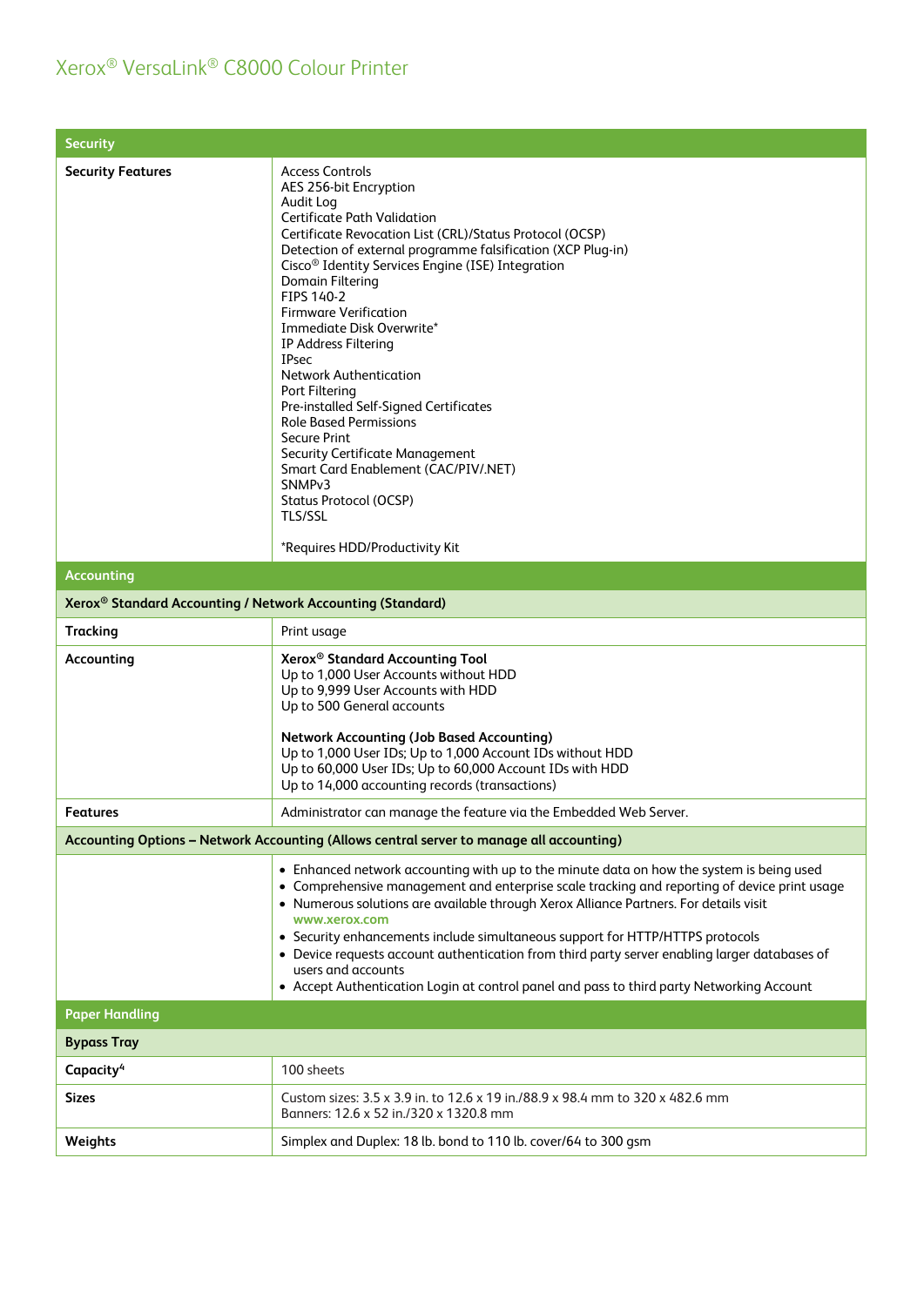# Xerox® VersaLink® C8000 Colour Printer

| Security | |
|---|---|
| **Security Features** | Access Controls<br>AES 256-bit Encryption<br>Audit Log<br>Certificate Path Validation<br>Certificate Revocation List (CRL)/Status Protocol (OCSP)<br>Detection of external programme falsification (XCP Plug-in)<br>Cisco® Identity Services Engine (ISE) Integration<br>Domain Filtering<br>FIPS 140-2<br>Firmware Verification<br>Immediate Disk Overwrite*<br>IP Address Filtering<br>IPsec<br>Network Authentication<br>Port Filtering<br>Pre-installed Self-Signed Certificates<br>Role Based Permissions<br>Secure Print<br>Security Certificate Management<br>Smart Card Enablement (CAC/PIV/.NET)<br>SNMPv3<br>Status Protocol (OCSP)<br>TLS/SSL<br><br>*Requires HDD/Productivity Kit |
| **Accounting** | |
| **Xerox® Standard Accounting / Network Accounting (Standard)** | |
| **Tracking** | Print usage |
| **Accounting** | **Xerox® Standard Accounting Tool**<br>Up to 1,000 User Accounts without HDD<br>Up to 9,999 User Accounts with HDD<br>Up to 500 General accounts<br><br>**Network Accounting (Job Based Accounting)**<br>Up to 1,000 User IDs; Up to 1,000 Account IDs without HDD<br>Up to 60,000 User IDs; Up to 60,000 Account IDs with HDD<br>Up to 14,000 accounting records (transactions) |
| **Features** | Administrator can manage the feature via the Embedded Web Server. |
| **Accounting Options – Network Accounting (Allows central server to manage all accounting)** | |
| | • Enhanced network accounting with up to the minute data on how the system is being used<br>• Comprehensive management and enterprise scale tracking and reporting of device print usage<br>• Numerous solutions are available through Xerox Alliance Partners. For details visit www.xerox.com<br>• Security enhancements include simultaneous support for HTTP/HTTPS protocols<br>• Device requests account authentication from third party server enabling larger databases of users and accounts<br>• Accept Authentication Login at control panel and pass to third party Networking Account |
| **Paper Handling** | |
| **Bypass Tray** | |
| **Capacity[4]** | 100 sheets |
| **Sizes** | Custom sizes: 3.5 x 3.9 in. to 12.6 x 19 in./88.9 x 98.4 mm to 320 x 482.6 mm<br>Banners: 12.6 x 52 in./320 x 1320.8 mm |
| **Weights** | Simplex and Duplex: 18 lb. bond to 110 lb. cover/64 to 300 gsm |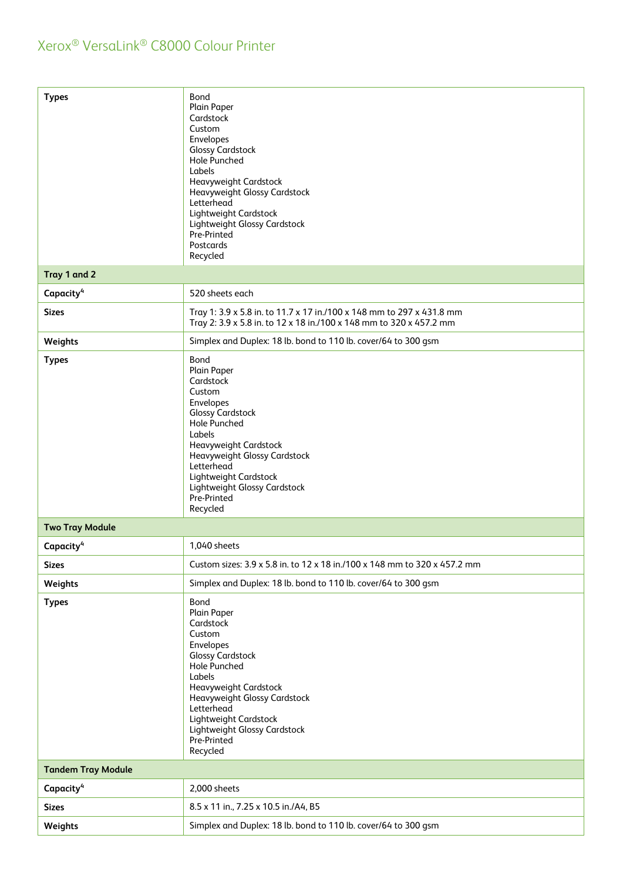# Xerox® VersaLink® C8000 Colour Printer

| | |
|---|---|
| **Types** | Bond<br>Plain Paper<br>Cardstock<br>Custom<br>Envelopes<br>Glossy Cardstock<br>Hole Punched<br>Labels<br>Heavyweight Cardstock<br>Heavyweight Glossy Cardstock<br>Letterhead<br>Lightweight Cardstock<br>Lightweight Glossy Cardstock<br>Pre-Printed<br>Postcards<br>Recycled |
| **Tray 1 and 2** | |
| **Capacity[4]** | 520 sheets each |
| **Sizes** | Tray 1: 3.9 x 5.8 in. to 11.7 x 17 in./100 x 148 mm to 297 x 431.8 mm<br>Tray 2: 3.9 x 5.8 in. to 12 x 18 in./100 x 148 mm to 320 x 457.2 mm |
| **Weights** | Simplex and Duplex: 18 lb. bond to 110 lb. cover/64 to 300 gsm |
| **Types** | Bond<br>Plain Paper<br>Cardstock<br>Custom<br>Envelopes<br>Glossy Cardstock<br>Hole Punched<br>Labels<br>Heavyweight Cardstock<br>Heavyweight Glossy Cardstock<br>Letterhead<br>Lightweight Cardstock<br>Lightweight Glossy Cardstock<br>Pre-Printed<br>Recycled |
| **Two Tray Module** | |
| **Capacity[4]** | 1,040 sheets |
| **Sizes** | Custom sizes: 3.9 x 5.8 in. to 12 x 18 in./100 x 148 mm to 320 x 457.2 mm |
| **Weights** | Simplex and Duplex: 18 lb. bond to 110 lb. cover/64 to 300 gsm |
| **Types** | Bond<br>Plain Paper<br>Cardstock<br>Custom<br>Envelopes<br>Glossy Cardstock<br>Hole Punched<br>Labels<br>Heavyweight Cardstock<br>Heavyweight Glossy Cardstock<br>Letterhead<br>Lightweight Cardstock<br>Lightweight Glossy Cardstock<br>Pre-Printed<br>Recycled |
| **Tandem Tray Module** | |
| **Capacity[4]** | 2,000 sheets |
| **Sizes** | 8.5 x 11 in., 7.25 x 10.5 in./A4, B5 |
| **Weights** | Simplex and Duplex: 18 lb. bond to 110 lb. cover/64 to 300 gsm |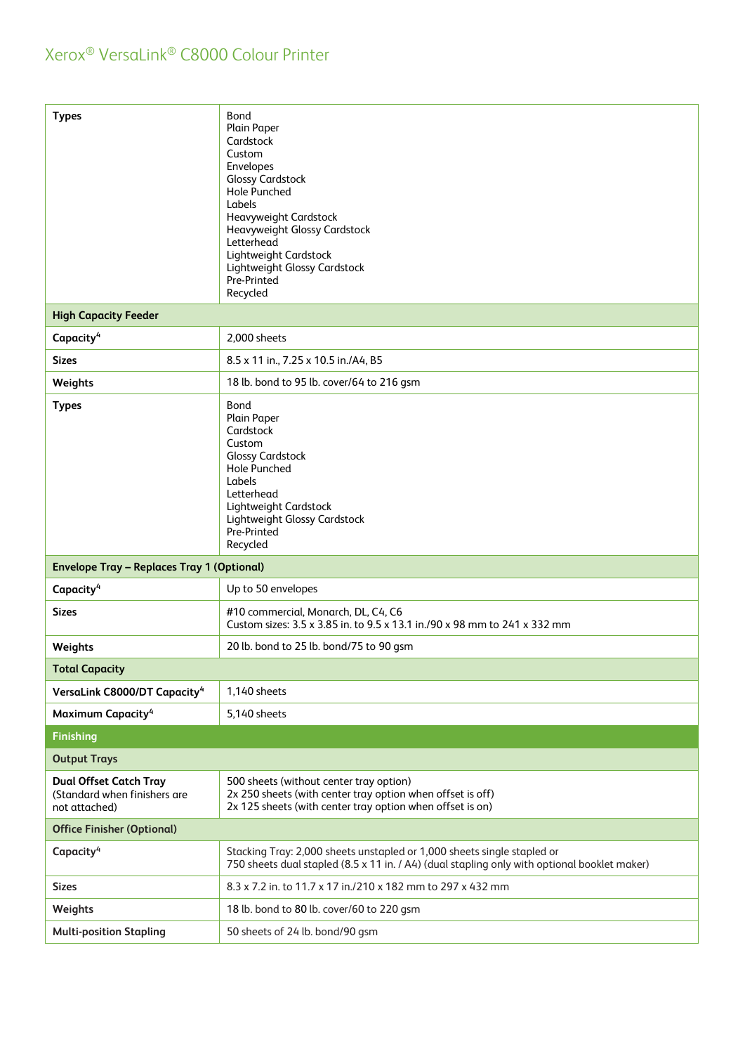| | |
|---|---|
| **Types** | Bond<br>Plain Paper<br>Cardstock<br>Custom<br>Envelopes<br>Glossy Cardstock<br>Hole Punched<br>Labels<br>Heavyweight Cardstock<br>Heavyweight Glossy Cardstock<br>Letterhead<br>Lightweight Cardstock<br>Lightweight Glossy Cardstock<br>Pre-Printed<br>Recycled |
| **High Capacity Feeder** | |
| **Capacity**[4] | 2,000 sheets |
| **Sizes** | 8.5 x 11 in., 7.25 x 10.5 in./A4, B5 |
| **Weights** | 18 lb. bond to 95 lb. cover/64 to 216 gsm |
| **Types** | Bond<br>Plain Paper<br>Cardstock<br>Custom<br>Glossy Cardstock<br>Hole Punched<br>Labels<br>Letterhead<br>Lightweight Cardstock<br>Lightweight Glossy Cardstock<br>Pre-Printed<br>Recycled |
| **Envelope Tray – Replaces Tray 1 (Optional)** | |
| **Capacity**[4] | Up to 50 envelopes |
| **Sizes** | #10 commercial, Monarch, DL, C4, C6<br>Custom sizes: 3.5 x 3.85 in. to 9.5 x 13.1 in./90 x 98 mm to 241 x 332 mm |
| **Weights** | 20 lb. bond to 25 lb. bond/75 to 90 gsm |
| **Total Capacity** | |
| **VersaLink C8000/DT Capacity**[4] | 1,140 sheets |
| **Maximum Capacity**[4] | 5,140 sheets |
| **Finishing** | |
| **Output Trays** | |
| **Dual Offset Catch Tray** (Standard when finishers are not attached) | 500 sheets (without center tray option)<br>2x 250 sheets (with center tray option when offset is off)<br>2x 125 sheets (with center tray option when offset is on) |
| **Office Finisher (Optional)** | |
| **Capacity**[4] | Stacking Tray: 2,000 sheets unstapled or 1,000 sheets single stapled or<br>750 sheets dual stapled (8.5 x 11 in. / A4) (dual stapling only with optional booklet maker) |
| **Sizes** | 8.3 x 7.2 in. to 11.7 x 17 in./210 x 182 mm to 297 x 432 mm |
| **Weights** | 18 lb. bond to 80 lb. cover/60 to 220 gsm |
| **Multi-position Stapling** | 50 sheets of 24 lb. bond/90 gsm |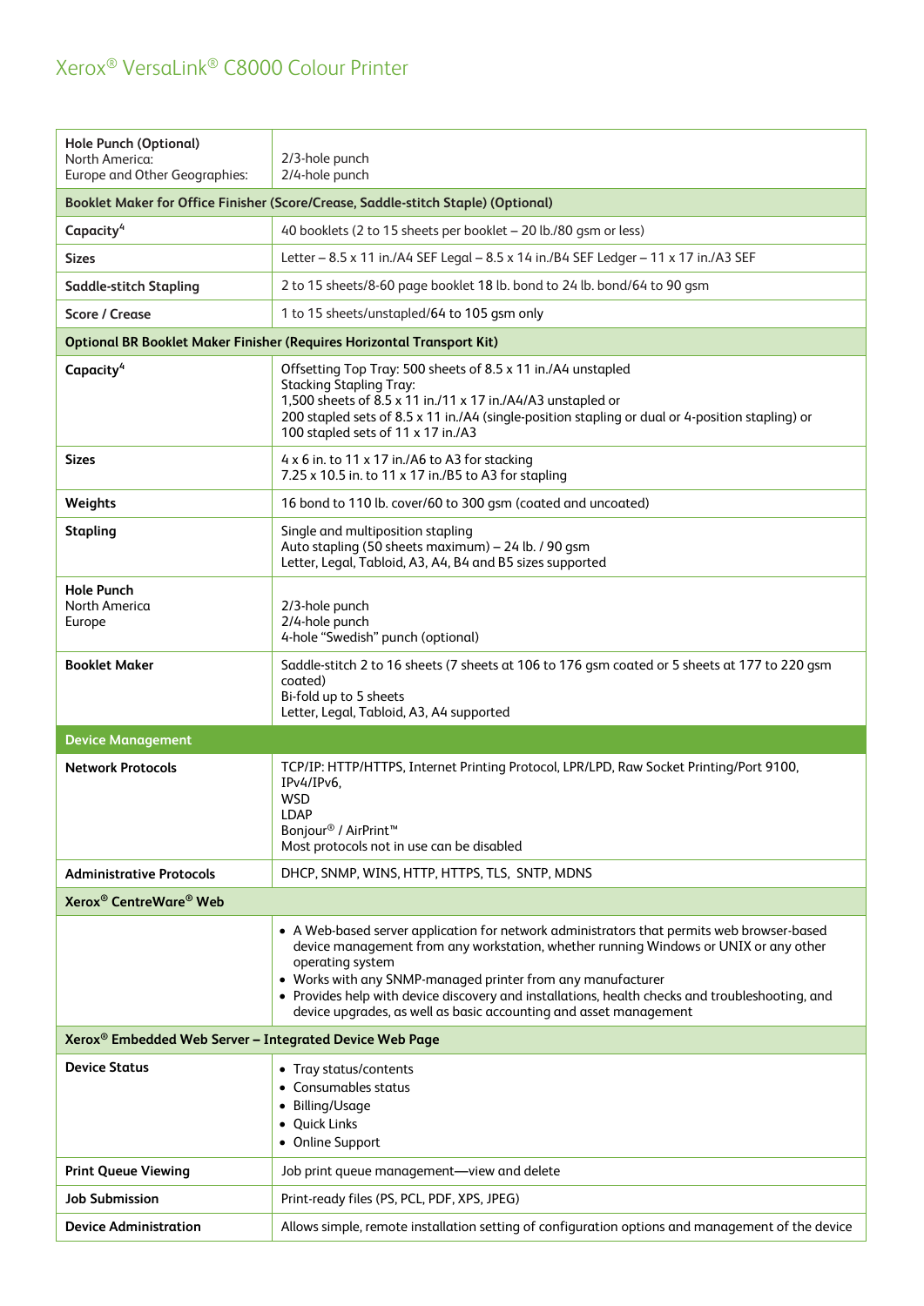| | |
|---|---|
| **Hole Punch (Optional)**<br>North America:<br>Europe and Other Geographies: | <br>2/3-hole punch<br>2/4-hole punch |
| **Booklet Maker for Office Finisher (Score/Crease, Saddle-stitch Staple) (Optional)** | |
| **Capacity**[4] | 40 booklets (2 to 15 sheets per booklet – 20 lb./80 gsm or less) |
| **Sizes** | Letter – 8.5 x 11 in./A4 SEF Legal – 8.5 x 14 in./B4 SEF Ledger – 11 x 17 in./A3 SEF |
| **Saddle-stitch Stapling** | 2 to 15 sheets/8-60 page booklet 18 lb. bond to 24 lb. bond/64 to 90 gsm |
| **Score / Crease** | 1 to 15 sheets/unstapled/64 to 105 gsm only |
| **Optional BR Booklet Maker Finisher (Requires Horizontal Transport Kit)** | |
| **Capacity**[4] | Offsetting Top Tray: 500 sheets of 8.5 x 11 in./A4 unstapled<br>Stacking Stapling Tray:<br>1,500 sheets of 8.5 x 11 in./11 x 17 in./A4/A3 unstapled or<br>200 stapled sets of 8.5 x 11 in./A4 (single-position stapling or dual or 4-position stapling) or<br>100 stapled sets of 11 x 17 in./A3 |
| **Sizes** | 4 x 6 in. to 11 x 17 in./A6 to A3 for stacking<br>7.25 x 10.5 in. to 11 x 17 in./B5 to A3 for stapling |
| **Weights** | 16 bond to 110 lb. cover/60 to 300 gsm (coated and uncoated) |
| **Stapling** | Single and multiposition stapling<br>Auto stapling (50 sheets maximum) – 24 lb. / 90 gsm<br>Letter, Legal, Tabloid, A3, A4, B4 and B5 sizes supported |
| **Hole Punch**<br>North America<br>Europe | <br>2/3-hole punch<br>2/4-hole punch<br>4-hole "Swedish" punch (optional) |
| **Booklet Maker** | Saddle-stitch 2 to 16 sheets (7 sheets at 106 to 176 gsm coated or 5 sheets at 177 to 220 gsm coated)<br>Bi-fold up to 5 sheets<br>Letter, Legal, Tabloid, A3, A4 supported |
| **Device Management** | |
| **Network Protocols** | TCP/IP: HTTP/HTTPS, Internet Printing Protocol, LPR/LPD, Raw Socket Printing/Port 9100, IPv4/IPv6,<br>WSD<br>LDAP<br>Bonjour® / AirPrint™<br>Most protocols not in use can be disabled |
| **Administrative Protocols** | DHCP, SNMP, WINS, HTTP, HTTPS, TLS, SNTP, MDNS |
| **Xerox® CentreWare® Web** | |
| | • A Web-based server application for network administrators that permits web browser-based device management from any workstation, whether running Windows or UNIX or any other operating system<br>• Works with any SNMP-managed printer from any manufacturer<br>• Provides help with device discovery and installations, health checks and troubleshooting, and device upgrades, as well as basic accounting and asset management |
| **Xerox® Embedded Web Server – Integrated Device Web Page** | |
| **Device Status** | • Tray status/contents<br>• Consumables status<br>• Billing/Usage<br>• Quick Links<br>• Online Support |
| **Print Queue Viewing** | Job print queue management—view and delete |
| **Job Submission** | Print-ready files (PS, PCL, PDF, XPS, JPEG) |
| **Device Administration** | Allows simple, remote installation setting of configuration options and management of the device |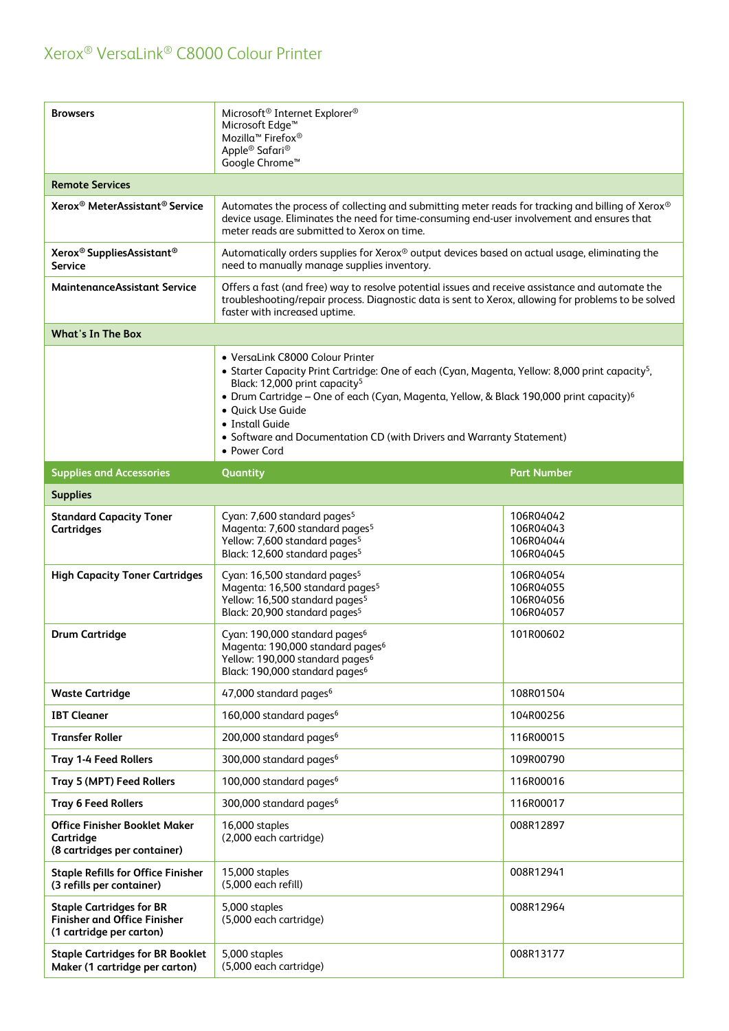# Xerox® VersaLink® C8000 Colour Printer

| | | |
|---|---|---|
| **Browsers** | Microsoft® Internet Explorer®<br>Microsoft Edge™<br>Mozilla™ Firefox®<br>Apple® Safari®<br>Google Chrome™ | |
| **Remote Services** | | |
| **Xerox® MeterAssistant® Service** | Automates the process of collecting and submitting meter reads for tracking and billing of Xerox® device usage. Eliminates the need for time-consuming end-user involvement and ensures that meter reads are submitted to Xerox on time. | |
| **Xerox® SuppliesAssistant® Service** | Automatically orders supplies for Xerox® output devices based on actual usage, eliminating the need to manually manage supplies inventory. | |
| **MaintenanceAssistant Service** | Offers a fast (and free) way to resolve potential issues and receive assistance and automate the troubleshooting/repair process. Diagnostic data is sent to Xerox, allowing for problems to be solved faster with increased uptime. | |
| **What's In The Box** | | |
| | • VersaLink C8000 Colour Printer<br>• Starter Capacity Print Cartridge: One of each (Cyan, Magenta, Yellow: 8,000 print capacity[5], Black: 12,000 print capacity[5]<br>• Drum Cartridge – One of each (Cyan, Magenta, Yellow, & Black 190,000 print capacity)[6]<br>• Quick Use Guide<br>• Install Guide<br>• Software and Documentation CD (with Drivers and Warranty Statement)<br>• Power Cord | |
| **Supplies and Accessories** | **Quantity** | **Part Number** |
| **Supplies** | | |
| **Standard Capacity Toner Cartridges** | Cyan: 7,600 standard pages[5]<br>Magenta: 7,600 standard pages[5]<br>Yellow: 7,600 standard pages[5]<br>Black: 12,600 standard pages[5] | 106R04042<br>106R04043<br>106R04044<br>106R04045 |
| **High Capacity Toner Cartridges** | Cyan: 16,500 standard pages[5]<br>Magenta: 16,500 standard pages[5]<br>Yellow: 16,500 standard pages[5]<br>Black: 20,900 standard pages[5] | 106R04054<br>106R04055<br>106R04056<br>106R04057 |
| **Drum Cartridge** | Cyan: 190,000 standard pages[6]<br>Magenta: 190,000 standard pages[6]<br>Yellow: 190,000 standard pages[6]<br>Black: 190,000 standard pages[6] | 101R00602 |
| **Waste Cartridge** | 47,000 standard pages[6] | 108R01504 |
| **IBT Cleaner** | 160,000 standard pages[6] | 104R00256 |
| **Transfer Roller** | 200,000 standard pages[6] | 116R00015 |
| **Tray 1-4 Feed Rollers** | 300,000 standard pages[6] | 109R00790 |
| **Tray 5 (MPT) Feed Rollers** | 100,000 standard pages[6] | 116R00016 |
| **Tray 6 Feed Rollers** | 300,000 standard pages[6] | 116R00017 |
| **Office Finisher Booklet Maker Cartridge (8 cartridges per container)** | 16,000 staples<br>(2,000 each cartridge) | 008R12897 |
| **Staple Refills for Office Finisher (3 refills per container)** | 15,000 staples<br>(5,000 each refill) | 008R12941 |
| **Staple Cartridges for BR Finisher and Office Finisher (1 cartridge per carton)** | 5,000 staples<br>(5,000 each cartridge) | 008R12964 |
| **Staple Cartridges for BR Booklet Maker (1 cartridge per carton)** | 5,000 staples<br>(5,000 each cartridge) | 008R13177 |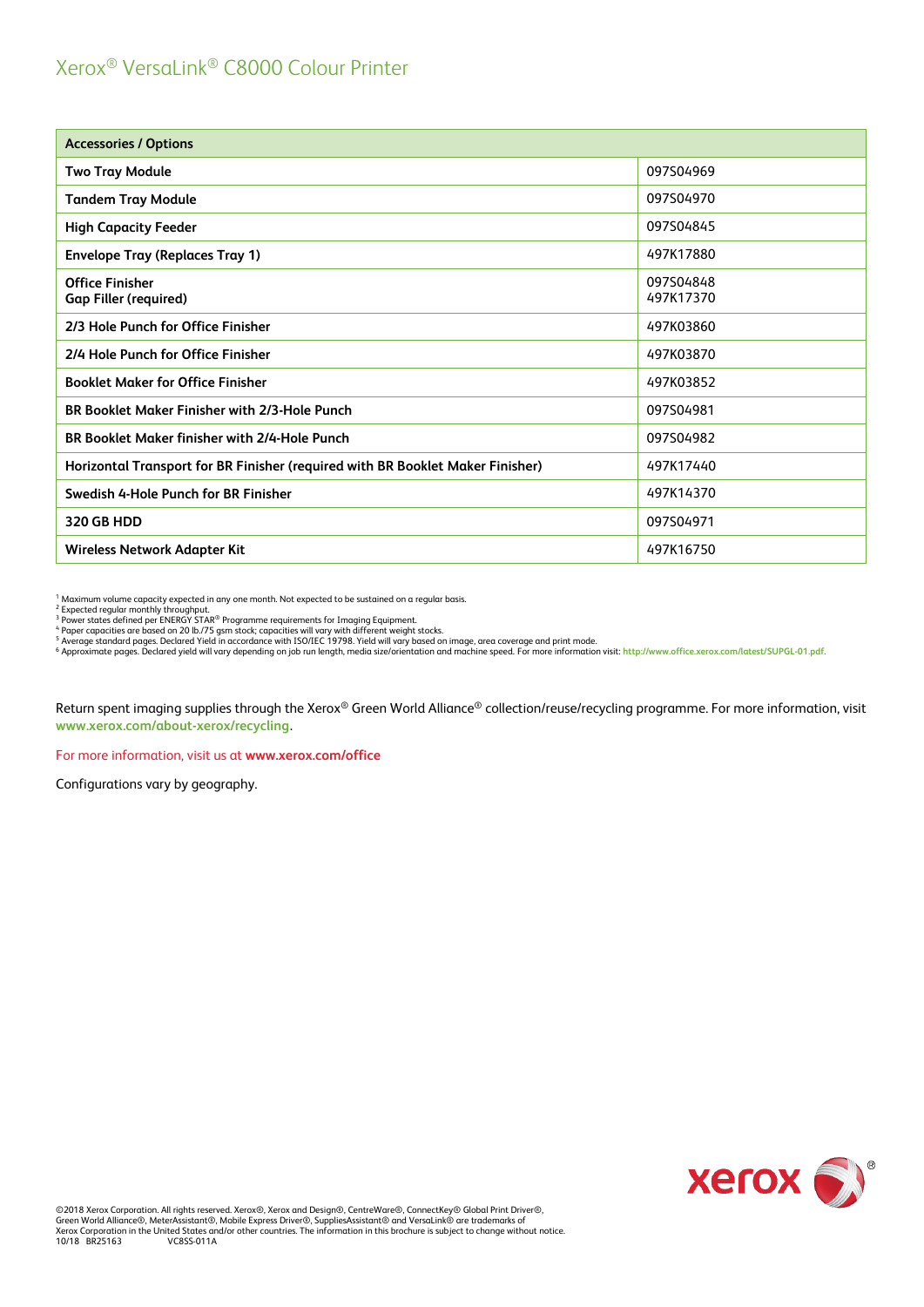| Accessories / Options | |
|---|---|
| **Two Tray Module** | 097S04969 |
| **Tandem Tray Module** | 097S04970 |
| **High Capacity Feeder** | 097S04845 |
| **Envelope Tray (Replaces Tray 1)** | 497K17880 |
| **Office Finisher**<br>**Gap Filler (required)** | 097S04848<br>497K17370 |
| **2/3 Hole Punch for Office Finisher** | 497K03860 |
| **2/4 Hole Punch for Office Finisher** | 497K03870 |
| **Booklet Maker for Office Finisher** | 497K03852 |
| **BR Booklet Maker Finisher with 2/3-Hole Punch** | 097S04981 |
| **BR Booklet Maker finisher with 2/4-Hole Punch** | 097S04982 |
| **Horizontal Transport for BR Finisher (required with BR Booklet Maker Finisher)** | 497K17440 |
| **Swedish 4-Hole Punch for BR Finisher** | 497K14370 |
| **320 GB HDD** | 097S04971 |
| **Wireless Network Adapter Kit** | 497K16750 |

[1] Maximum volume capacity expected in any one month. Not expected to be sustained on a regular basis.
[2] Expected regular monthly throughput.
[3] Power states defined per ENERGY STAR® Programme requirements for Imaging Equipment.
[4] Paper capacities are based on 20 lb./75 gsm stock; capacities will vary with different weight stocks.
[5] Average standard pages. Declared Yield in accordance with ISO/IEC 19798. Yield will vary based on image, area coverage and print mode.
[6] Approximate pages. Declared yield will vary depending on job run length, media size/orientation and machine speed. For more information visit: **http://www.office.xerox.com/latest/SUPGL-01.pdf**.

Return spent imaging supplies through the Xerox® Green World Alliance® collection/reuse/recycling programme. For more information, visit **www.xerox.com/about-xerox/recycling**.

For more information, visit us at **www.xerox.com/office**

Configurations vary by geography.

©2018 Xerox Corporation. All rights reserved. Xerox®, Xerox and Design®, CentreWare®, ConnectKey® Global Print Driver®, Green World Alliance®, MeterAssistant®, Mobile Express Driver®, SuppliesAssistant® and VersaLink® are trademarks of Xerox Corporation in the United States and/or other countries. The information in this brochure is subject to change without notice.
10/18 BR25163 VC8SS-011A